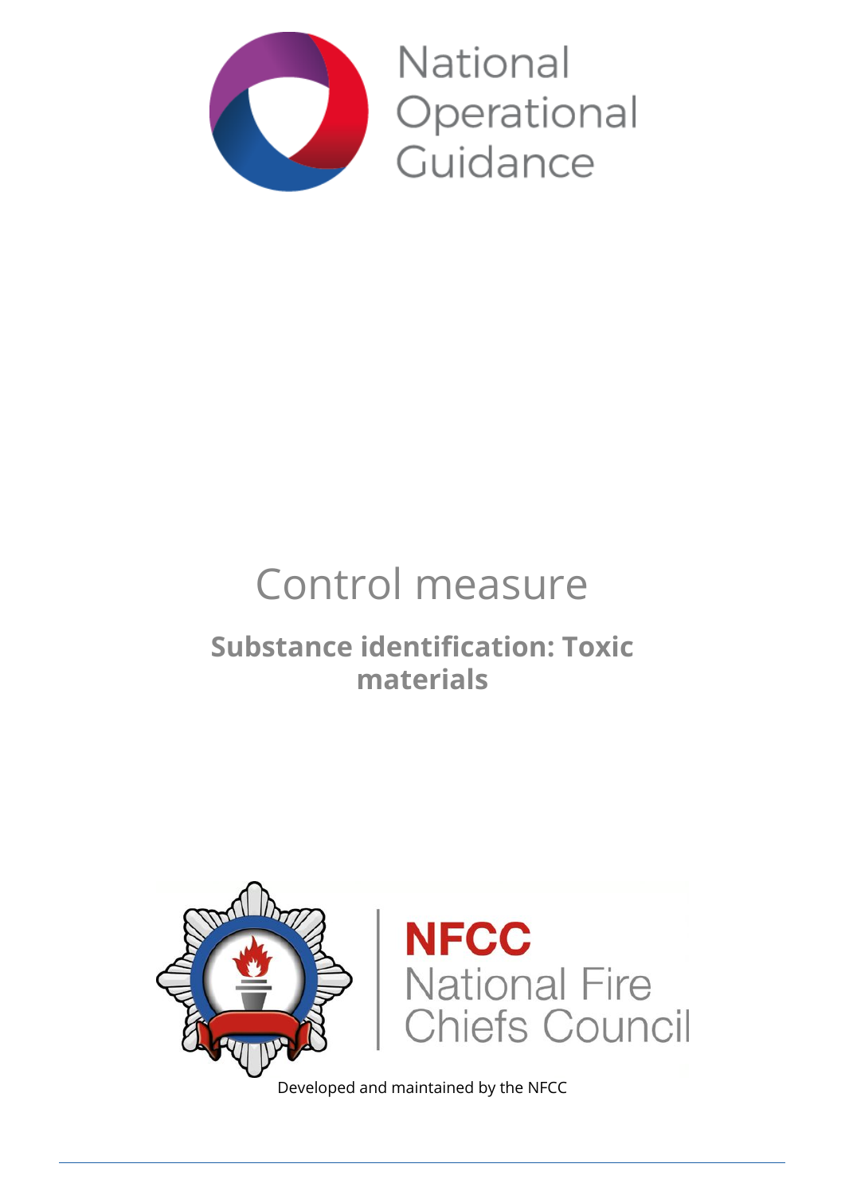National Operational Guidance

# Control measure

## Substance identification: Toxic materials

NFCC National Fire Chiefs Council

Developed and maintained by the NFCC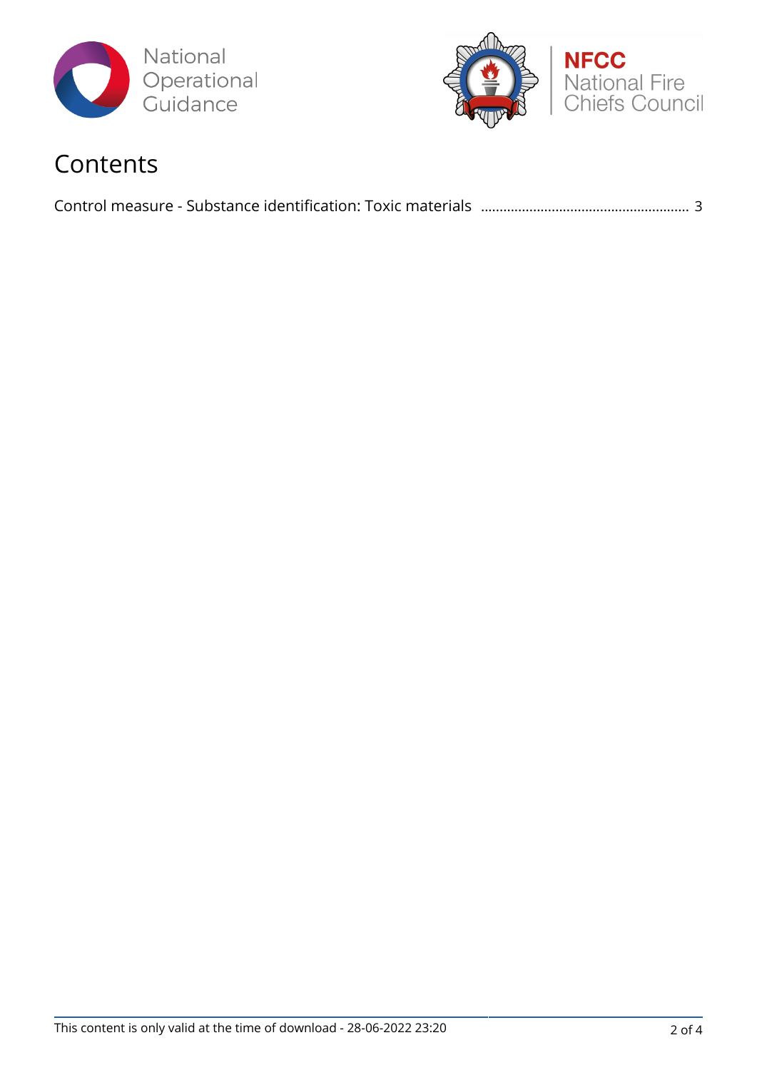# Contents

Control measure - Substance identification: Toxic materials ........................................................ 3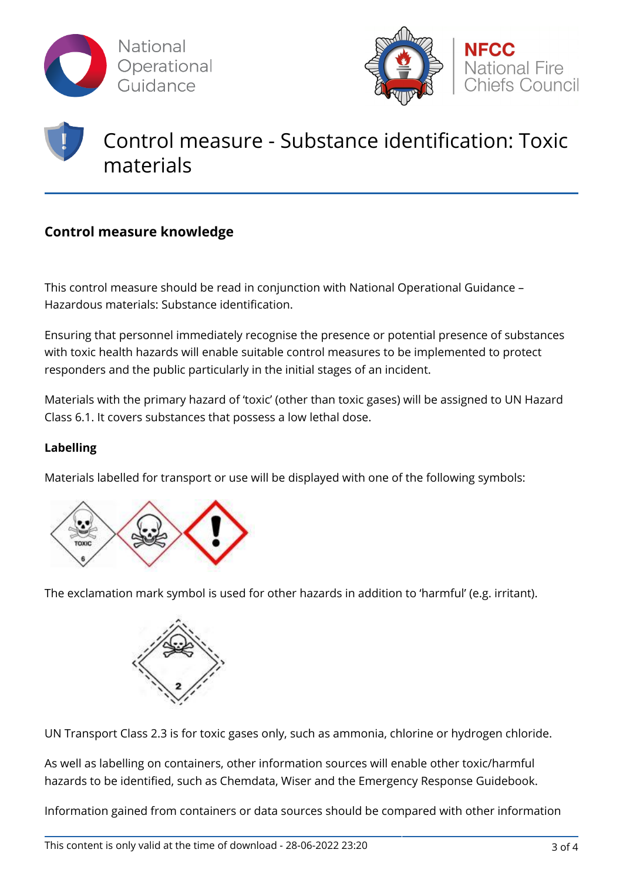# Control measure - Substance identification: Toxic materials

## Control measure knowledge

This control measure should be read in conjunction with National Operational Guidance – Hazardous materials: Substance identification.

Ensuring that personnel immediately recognise the presence or potential presence of substances with toxic health hazards will enable suitable control measures to be implemented to protect responders and the public particularly in the initial stages of an incident.

Materials with the primary hazard of 'toxic' (other than toxic gases) will be assigned to UN Hazard Class 6.1. It covers substances that possess a low lethal dose.

### Labelling

Materials labelled for transport or use will be displayed with one of the following symbols:

The exclamation mark symbol is used for other hazards in addition to 'harmful' (e.g. irritant).

UN Transport Class 2.3 is for toxic gases only, such as ammonia, chlorine or hydrogen chloride.

As well as labelling on containers, other information sources will enable other toxic/harmful hazards to be identified, such as Chemdata, Wiser and the Emergency Response Guidebook.

Information gained from containers or data sources should be compared with other information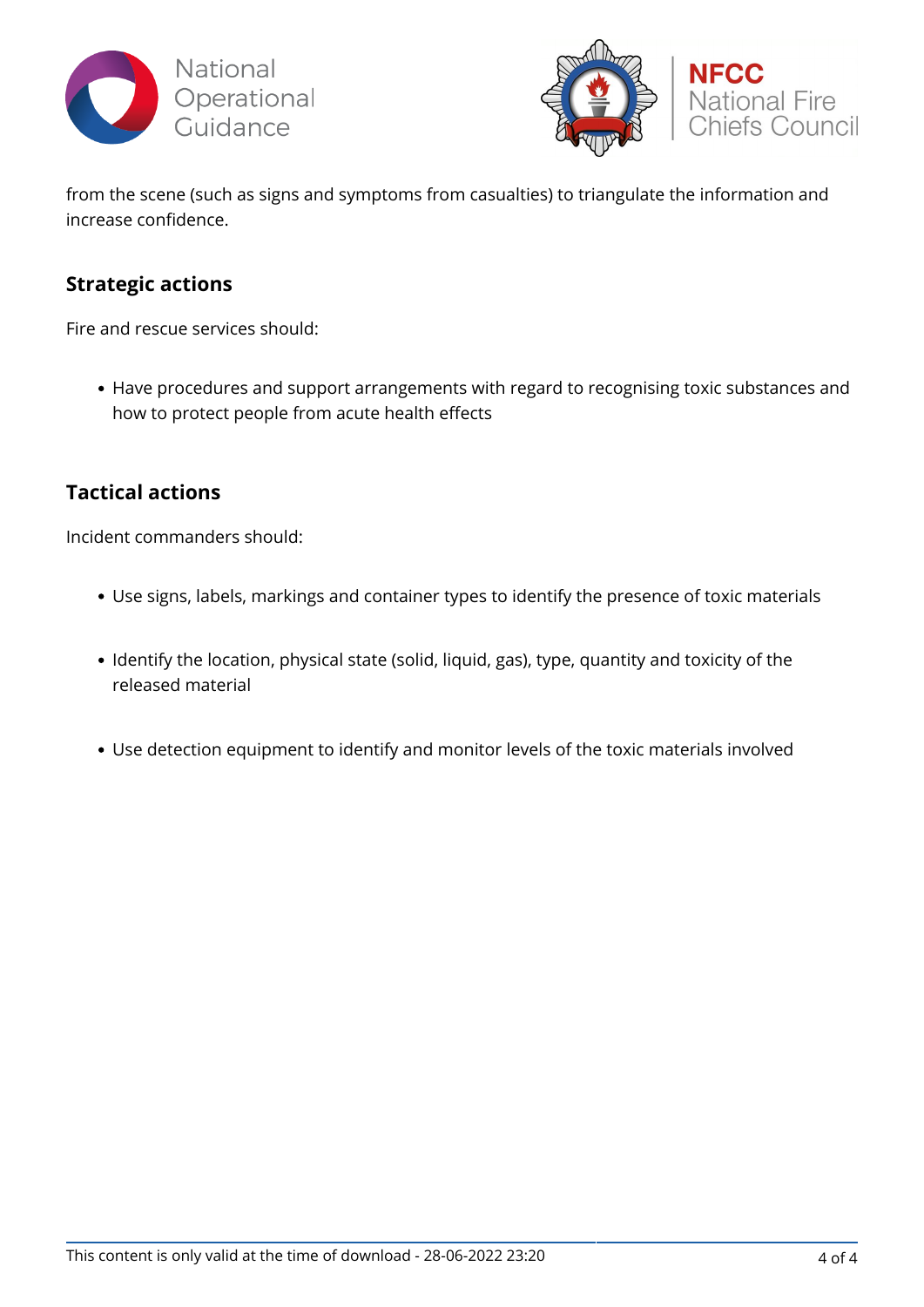from the scene (such as signs and symptoms from casualties) to triangulate the information and increase confidence.

## Strategic actions

Fire and rescue services should:

- Have procedures and support arrangements with regard to recognising toxic substances and how to protect people from acute health effects

## Tactical actions

Incident commanders should:

- Use signs, labels, markings and container types to identify the presence of toxic materials
- Identify the location, physical state (solid, liquid, gas), type, quantity and toxicity of the released material
- Use detection equipment to identify and monitor levels of the toxic materials involved